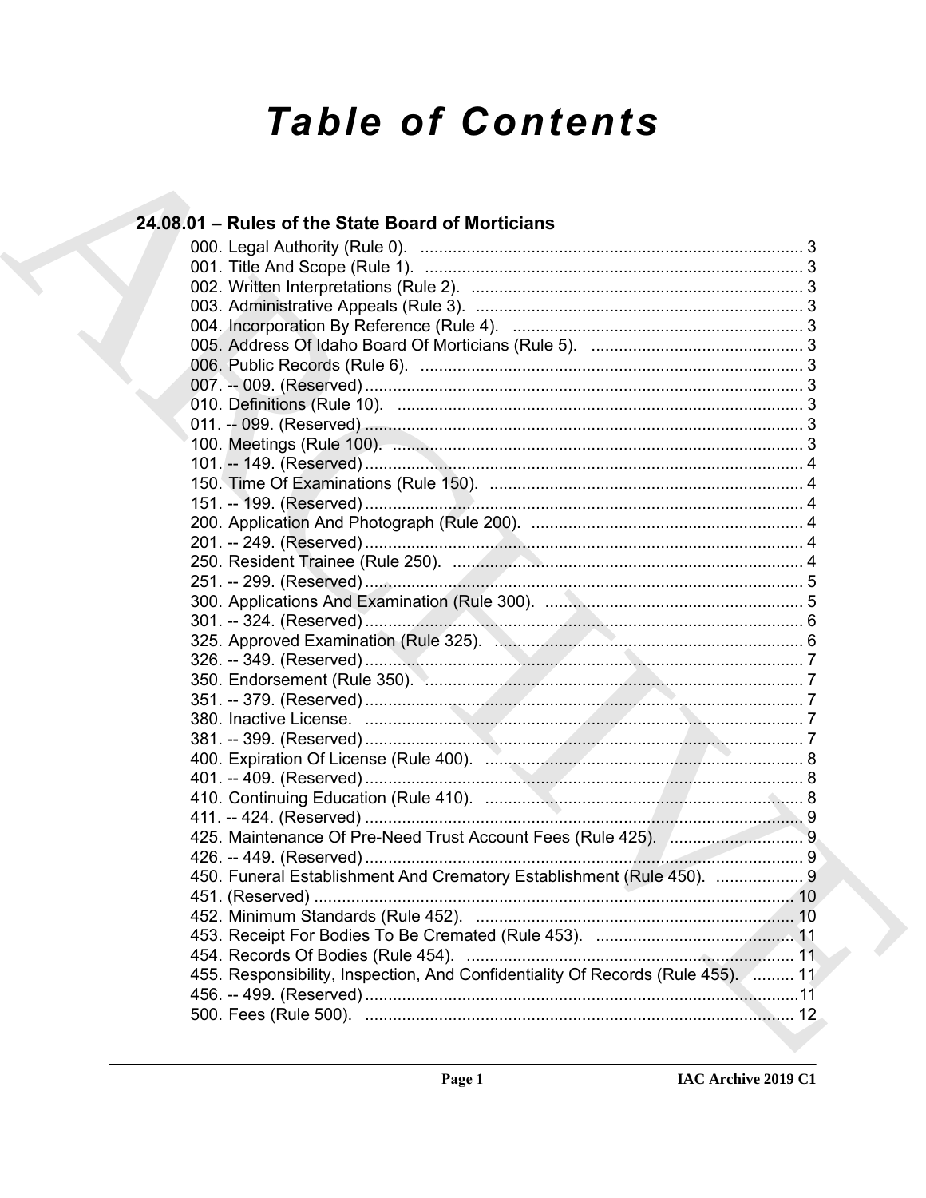# Table of Contents

## 24.08.01 – Rules of the State Board of Morticians

000. Legal Authority (Rule 0). .......... 3
001. Title And Scope (Rule 1). .......... 3
002. Written Interpretations (Rule 2). .......... 3
003. Administrative Appeals (Rule 3). .......... 3
004. Incorporation By Reference (Rule 4). .......... 3
005. Address Of Idaho Board Of Morticians (Rule 5). .......... 3
006. Public Records (Rule 6). .......... 3
007. -- 009. (Reserved) .......... 3
010. Definitions (Rule 10). .......... 3
011. -- 099. (Reserved) .......... 3
100. Meetings (Rule 100). .......... 3
101. -- 149. (Reserved) .......... 4
150. Time Of Examinations (Rule 150). .......... 4
151. -- 199. (Reserved) .......... 4
200. Application And Photograph (Rule 200). .......... 4
201. -- 249. (Reserved) .......... 4
250. Resident Trainee (Rule 250). .......... 4
251. -- 299. (Reserved) .......... 5
300. Applications And Examination (Rule 300). .......... 5
301. -- 324. (Reserved) .......... 6
325. Approved Examination (Rule 325). .......... 6
326. -- 349. (Reserved) .......... 7
350. Endorsement (Rule 350). .......... 7
351. -- 379. (Reserved) .......... 7
380. Inactive License. .......... 7
381. -- 399. (Reserved) .......... 7
400. Expiration Of License (Rule 400). .......... 8
401. -- 409. (Reserved) .......... 8
410. Continuing Education (Rule 410). .......... 8
411. -- 424. (Reserved) .......... 9
425. Maintenance Of Pre-Need Trust Account Fees (Rule 425). .......... 9
426. -- 449. (Reserved) .......... 9
450. Funeral Establishment And Crematory Establishment (Rule 450). .......... 9
451. (Reserved) .......... 10
452. Minimum Standards (Rule 452). .......... 10
453. Receipt For Bodies To Be Cremated (Rule 453). .......... 11
454. Records Of Bodies (Rule 454). .......... 11
455. Responsibility, Inspection, And Confidentiality Of Records (Rule 455). .......... 11
456. -- 499. (Reserved) .......... 11
500. Fees (Rule 500). .......... 12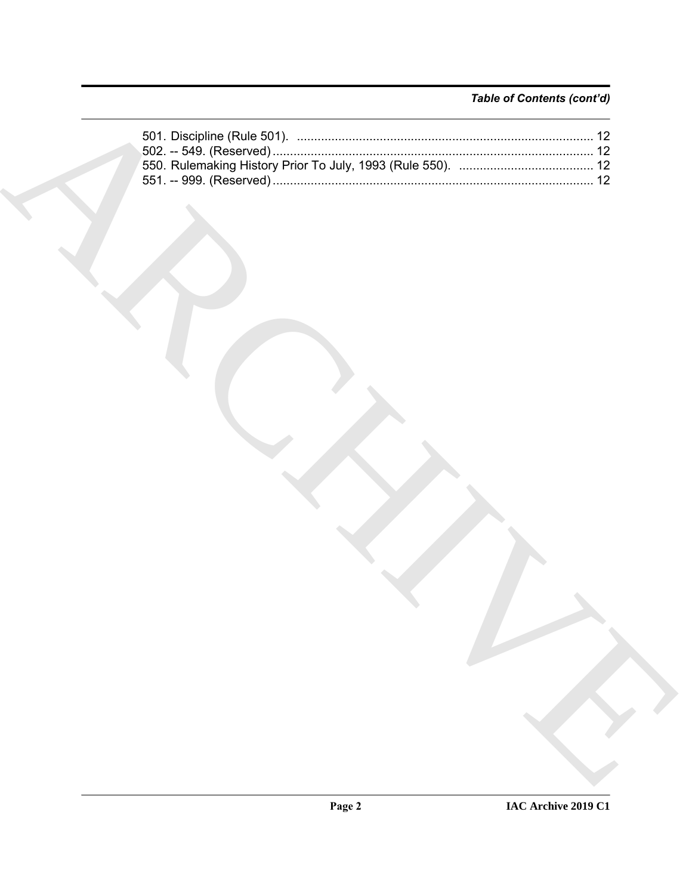*Table of Contents (cont'd)*

501. Discipline (Rule 501). ..................................................................................... 12
502. -- 549. (Reserved) ............................................................................................ 12
550. Rulemaking History Prior To July, 1993 (Rule 550). ...................................... 12
551. -- 999. (Reserved) ............................................................................................ 12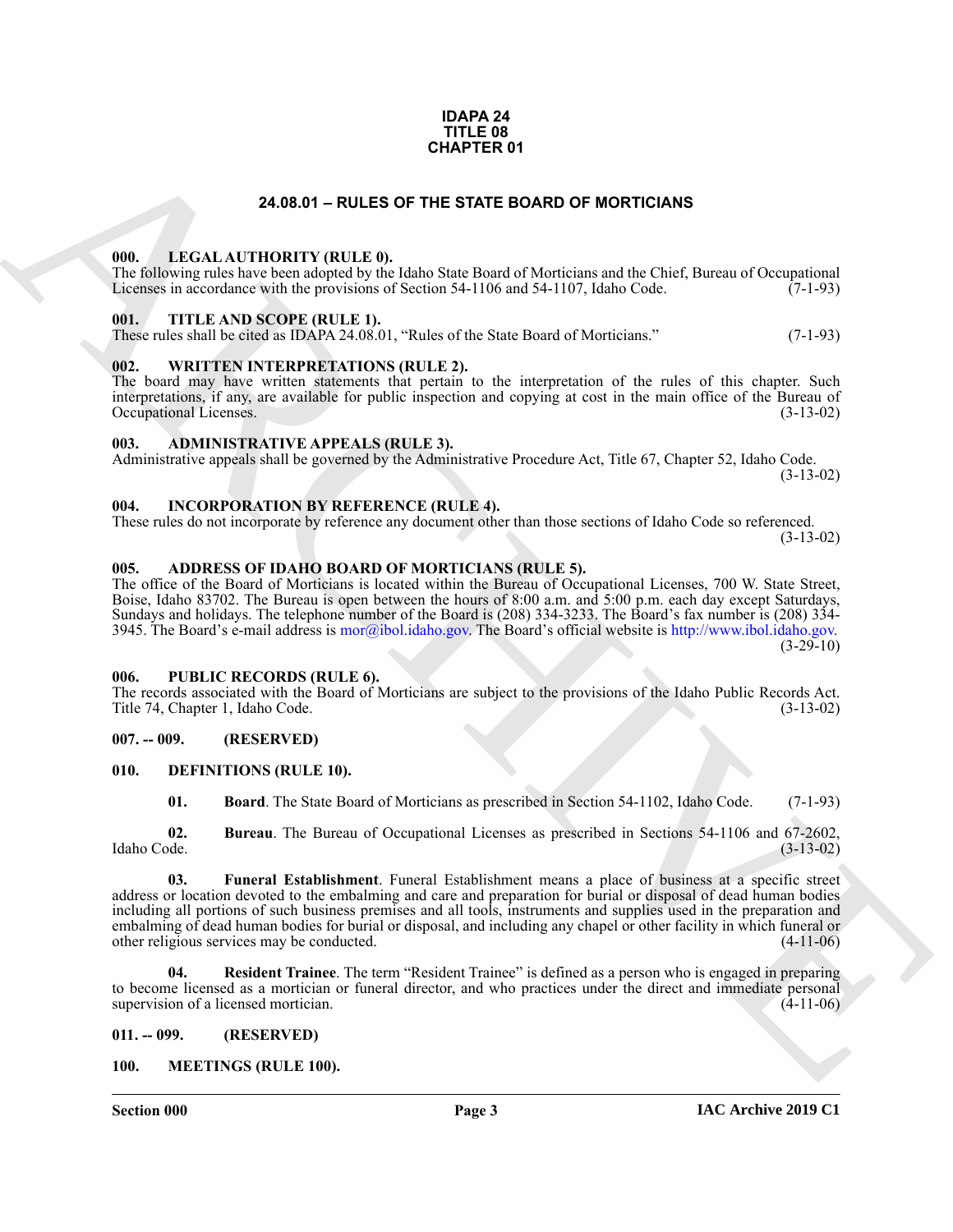**IDAPA 24**
**TITLE 08**
**CHAPTER 01**

# 24.08.01 – RULES OF THE STATE BOARD OF MORTICIANS

## 000. LEGAL AUTHORITY (RULE 0).

The following rules have been adopted by the Idaho State Board of Morticians and the Chief, Bureau of Occupational Licenses in accordance with the provisions of Section 54-1106 and 54-1107, Idaho Code. (7-1-93)

## 001. TITLE AND SCOPE (RULE 1).

These rules shall be cited as IDAPA 24.08.01, "Rules of the State Board of Morticians." (7-1-93)

## 002. WRITTEN INTERPRETATIONS (RULE 2).

The board may have written statements that pertain to the interpretation of the rules of this chapter. Such interpretations, if any, are available for public inspection and copying at cost in the main office of the Bureau of Occupational Licenses. (3-13-02)

## 003. ADMINISTRATIVE APPEALS (RULE 3).

Administrative appeals shall be governed by the Administrative Procedure Act, Title 67, Chapter 52, Idaho Code. (3-13-02)

## 004. INCORPORATION BY REFERENCE (RULE 4).

These rules do not incorporate by reference any document other than those sections of Idaho Code so referenced. (3-13-02)

## 005. ADDRESS OF IDAHO BOARD OF MORTICIANS (RULE 5).

The office of the Board of Morticians is located within the Bureau of Occupational Licenses, 700 W. State Street, Boise, Idaho 83702. The Bureau is open between the hours of 8:00 a.m. and 5:00 p.m. each day except Saturdays, Sundays and holidays. The telephone number of the Board is (208) 334-3233. The Board's fax number is (208) 334-3945. The Board's e-mail address is mor@ibol.idaho.gov. The Board's official website is http://www.ibol.idaho.gov. (3-29-10)

## 006. PUBLIC RECORDS (RULE 6).

The records associated with the Board of Morticians are subject to the provisions of the Idaho Public Records Act. Title 74, Chapter 1, Idaho Code. (3-13-02)

## 007. -- 009. (RESERVED)

## 010. DEFINITIONS (RULE 10).

**01. Board**. The State Board of Morticians as prescribed in Section 54-1102, Idaho Code. (7-1-93)

**02. Bureau**. The Bureau of Occupational Licenses as prescribed in Sections 54-1106 and 67-2602, Idaho Code. (3-13-02)

**03. Funeral Establishment**. Funeral Establishment means a place of business at a specific street address or location devoted to the embalming and care and preparation for burial or disposal of dead human bodies including all portions of such business premises and all tools, instruments and supplies used in the preparation and embalming of dead human bodies for burial or disposal, and including any chapel or other facility in which funeral or other religious services may be conducted. (4-11-06)

**04. Resident Trainee**. The term "Resident Trainee" is defined as a person who is engaged in preparing to become licensed as a mortician or funeral director, and who practices under the direct and immediate personal supervision of a licensed mortician. (4-11-06)

## 011. -- 099. (RESERVED)

## 100. MEETINGS (RULE 100).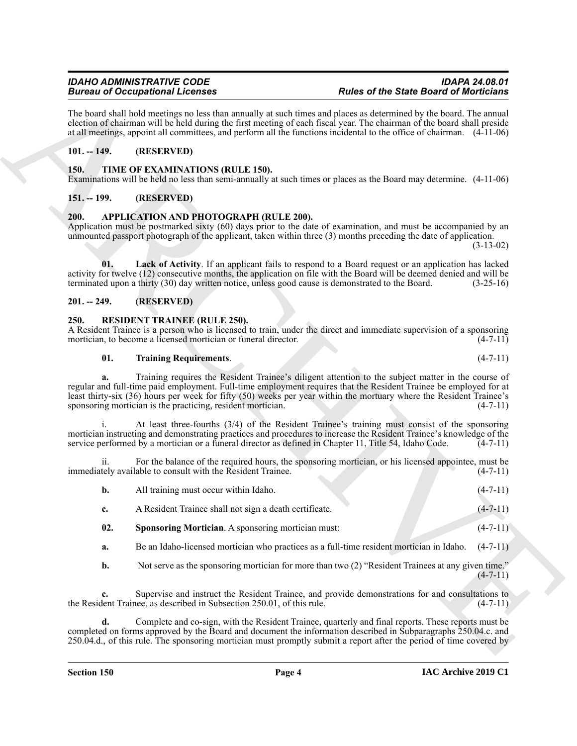The board shall hold meetings no less than annually at such times and places as determined by the board. The annual election of chairman will be held during the first meeting of each fiscal year. The chairman of the board shall preside at all meetings, appoint all committees, and perform all the functions incidental to the office of chairman. (4-11-06)

## 101. -- 149. (RESERVED)

## 150. TIME OF EXAMINATIONS (RULE 150).

Examinations will be held no less than semi-annually at such times or places as the Board may determine. (4-11-06)

## 151. -- 199. (RESERVED)

## 200. APPLICATION AND PHOTOGRAPH (RULE 200).

Application must be postmarked sixty (60) days prior to the date of examination, and must be accompanied by an unmounted passport photograph of the applicant, taken within three (3) months preceding the date of application. (3-13-02)

**01. Lack of Activity**. If an applicant fails to respond to a Board request or an application has lacked activity for twelve (12) consecutive months, the application on file with the Board will be deemed denied and will be terminated upon a thirty (30) day written notice, unless good cause is demonstrated to the Board. (3-25-16)

## 201. -- 249. (RESERVED)

## 250. RESIDENT TRAINEE (RULE 250).

A Resident Trainee is a person who is licensed to train, under the direct and immediate supervision of a sponsoring mortician, to become a licensed mortician or funeral director. (4-7-11)

**01. Training Requirements**. (4-7-11)

**a.** Training requires the Resident Trainee's diligent attention to the subject matter in the course of regular and full-time paid employment. Full-time employment requires that the Resident Trainee be employed for at least thirty-six (36) hours per week for fifty (50) weeks per year within the mortuary where the Resident Trainee's sponsoring mortician is the practicing, resident mortician. (4-7-11)

i. At least three-fourths (3/4) of the Resident Trainee's training must consist of the sponsoring mortician instructing and demonstrating practices and procedures to increase the Resident Trainee's knowledge of the service performed by a mortician or a funeral director as defined in Chapter 11, Title 54, Idaho Code. (4-7-11)

ii. For the balance of the required hours, the sponsoring mortician, or his licensed appointee, must be immediately available to consult with the Resident Trainee. (4-7-11)

**b.** All training must occur within Idaho. (4-7-11)

**c.** A Resident Trainee shall not sign a death certificate. (4-7-11)

**02. Sponsoring Mortician**. A sponsoring mortician must: (4-7-11)

**a.** Be an Idaho-licensed mortician who practices as a full-time resident mortician in Idaho. (4-7-11)

**b.** Not serve as the sponsoring mortician for more than two (2) "Resident Trainees at any given time." (4-7-11)

**c.** Supervise and instruct the Resident Trainee, and provide demonstrations for and consultations to the Resident Trainee, as described in Subsection 250.01, of this rule. (4-7-11)

**d.** Complete and co-sign, with the Resident Trainee, quarterly and final reports. These reports must be completed on forms approved by the Board and document the information described in Subparagraphs 250.04.c. and 250.04.d., of this rule. The sponsoring mortician must promptly submit a report after the period of time covered by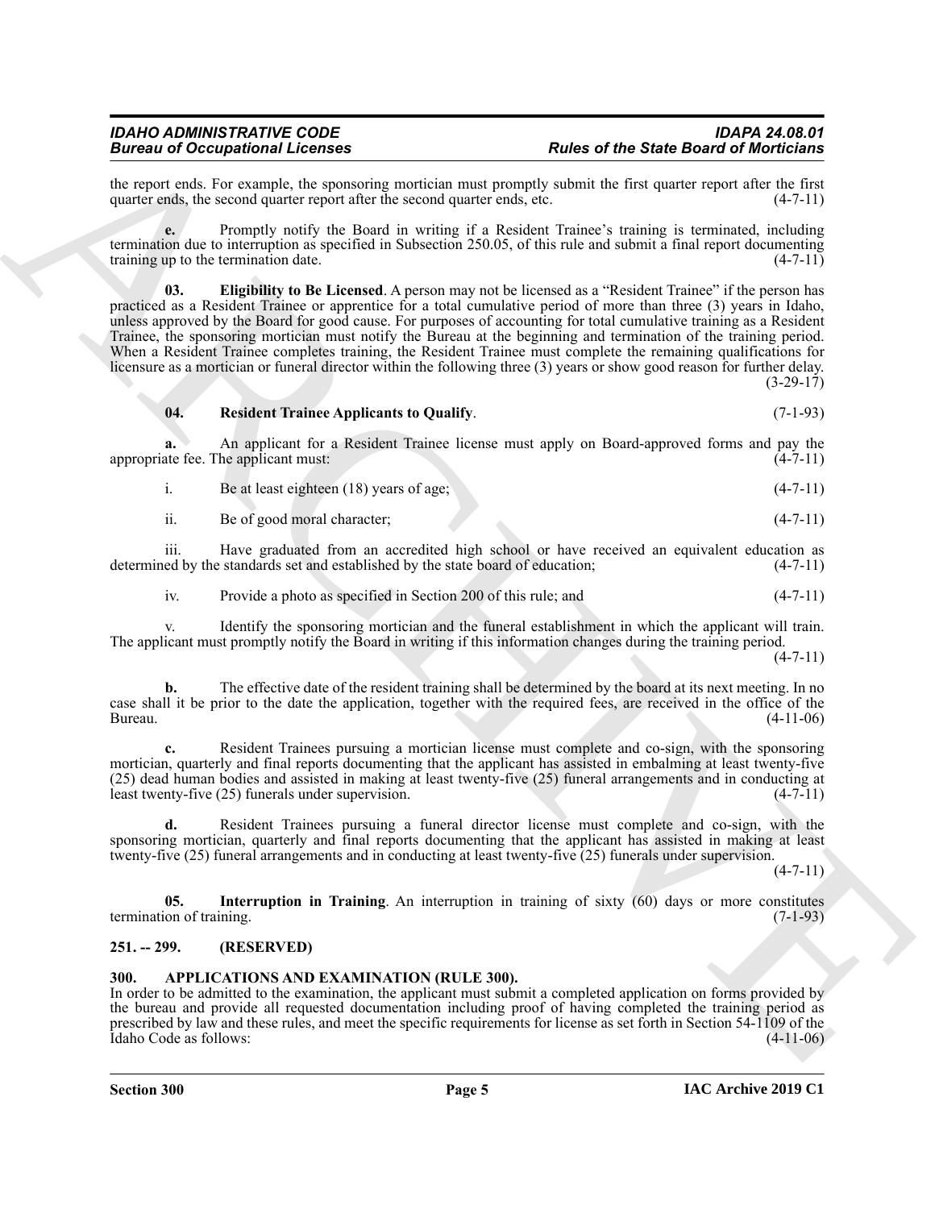the report ends. For example, the sponsoring mortician must promptly submit the first quarter report after the first quarter ends, the second quarter report after the second quarter ends, etc. (4-7-11)

**e.** Promptly notify the Board in writing if a Resident Trainee's training is terminated, including termination due to interruption as specified in Subsection 250.05, of this rule and submit a final report documenting training up to the termination date. (4-7-11)

**03. Eligibility to Be Licensed**. A person may not be licensed as a "Resident Trainee" if the person has practiced as a Resident Trainee or apprentice for a total cumulative period of more than three (3) years in Idaho, unless approved by the Board for good cause. For purposes of accounting for total cumulative training as a Resident Trainee, the sponsoring mortician must notify the Bureau at the beginning and termination of the training period. When a Resident Trainee completes training, the Resident Trainee must complete the remaining qualifications for licensure as a mortician or funeral director within the following three (3) years or show good reason for further delay. (3-29-17)

**04. Resident Trainee Applicants to Qualify**. (7-1-93)

**a.** An applicant for a Resident Trainee license must apply on Board-approved forms and pay the appropriate fee. The applicant must: (4-7-11)

i. Be at least eighteen (18) years of age; (4-7-11)

ii. Be of good moral character; (4-7-11)

iii. Have graduated from an accredited high school or have received an equivalent education as determined by the standards set and established by the state board of education; (4-7-11)

iv. Provide a photo as specified in Section 200 of this rule; and (4-7-11)

v. Identify the sponsoring mortician and the funeral establishment in which the applicant will train. The applicant must promptly notify the Board in writing if this information changes during the training period. (4-7-11)

**b.** The effective date of the resident training shall be determined by the board at its next meeting. In no case shall it be prior to the date the application, together with the required fees, are received in the office of the Bureau. (4-11-06)

**c.** Resident Trainees pursuing a mortician license must complete and co-sign, with the sponsoring mortician, quarterly and final reports documenting that the applicant has assisted in embalming at least twenty-five (25) dead human bodies and assisted in making at least twenty-five (25) funeral arrangements and in conducting at least twenty-five (25) funerals under supervision. (4-7-11)

**d.** Resident Trainees pursuing a funeral director license must complete and co-sign, with the sponsoring mortician, quarterly and final reports documenting that the applicant has assisted in making at least twenty-five (25) funeral arrangements and in conducting at least twenty-five (25) funerals under supervision. (4-7-11)

**05. Interruption in Training**. An interruption in training of sixty (60) days or more constitutes termination of training. (7-1-93)

## 251. -- 299. (RESERVED)

## 300. APPLICATIONS AND EXAMINATION (RULE 300).

In order to be admitted to the examination, the applicant must submit a completed application on forms provided by the bureau and provide all requested documentation including proof of having completed the training period as prescribed by law and these rules, and meet the specific requirements for license as set forth in Section 54-1109 of the Idaho Code as follows: (4-11-06)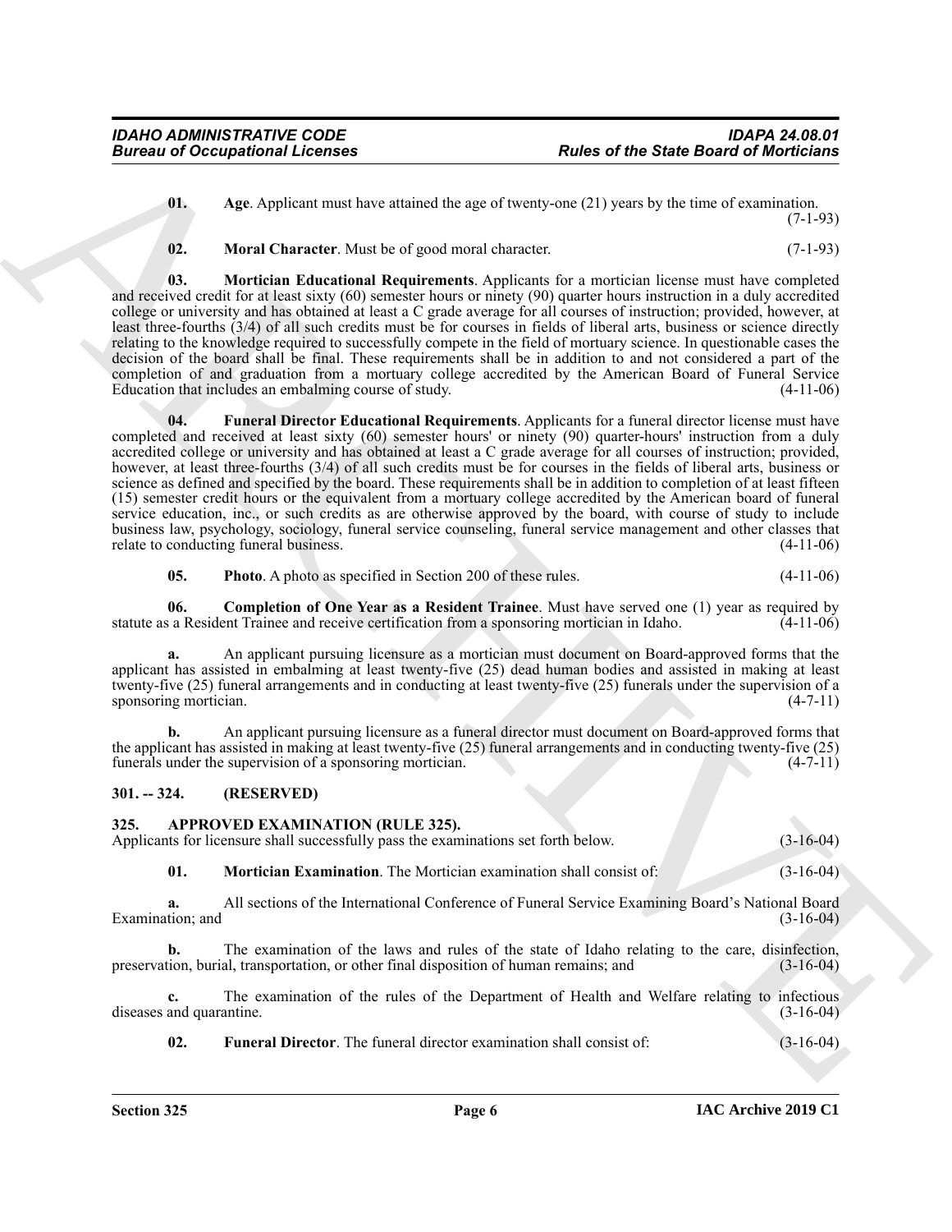**01. Age**. Applicant must have attained the age of twenty-one (21) years by the time of examination. (7-1-93)

**02. Moral Character**. Must be of good moral character. (7-1-93)

**03. Mortician Educational Requirements**. Applicants for a mortician license must have completed and received credit for at least sixty (60) semester hours or ninety (90) quarter hours instruction in a duly accredited college or university and has obtained at least a C grade average for all courses of instruction; provided, however, at least three-fourths (3/4) of all such credits must be for courses in fields of liberal arts, business or science directly relating to the knowledge required to successfully compete in the field of mortuary science. In questionable cases the decision of the board shall be final. These requirements shall be in addition to and not considered a part of the completion of and graduation from a mortuary college accredited by the American Board of Funeral Service Education that includes an embalming course of study. (4-11-06)

**04. Funeral Director Educational Requirements**. Applicants for a funeral director license must have completed and received at least sixty (60) semester hours' or ninety (90) quarter-hours' instruction from a duly accredited college or university and has obtained at least a C grade average for all courses of instruction; provided, however, at least three-fourths (3/4) of all such credits must be for courses in the fields of liberal arts, business or science as defined and specified by the board. These requirements shall be in addition to completion of at least fifteen (15) semester credit hours or the equivalent from a mortuary college accredited by the American board of funeral service education, inc., or such credits as are otherwise approved by the board, with course of study to include business law, psychology, sociology, funeral service counseling, funeral service management and other classes that relate to conducting funeral business. (4-11-06)

**05. Photo**. A photo as specified in Section 200 of these rules. (4-11-06)

**06. Completion of One Year as a Resident Trainee**. Must have served one (1) year as required by statute as a Resident Trainee and receive certification from a sponsoring mortician in Idaho. (4-11-06)

**a.** An applicant pursuing licensure as a mortician must document on Board-approved forms that the applicant has assisted in embalming at least twenty-five (25) dead human bodies and assisted in making at least twenty-five (25) funeral arrangements and in conducting at least twenty-five (25) funerals under the supervision of a sponsoring mortician. (4-7-11)

**b.** An applicant pursuing licensure as a funeral director must document on Board-approved forms that the applicant has assisted in making at least twenty-five (25) funeral arrangements and in conducting twenty-five (25) funerals under the supervision of a sponsoring mortician. (4-7-11)

## 301. -- 324. (RESERVED)

## 325. APPROVED EXAMINATION (RULE 325).

Applicants for licensure shall successfully pass the examinations set forth below. (3-16-04)

**01. Mortician Examination**. The Mortician examination shall consist of: (3-16-04)

**a.** All sections of the International Conference of Funeral Service Examining Board's National Board Examination; and (3-16-04)

**b.** The examination of the laws and rules of the state of Idaho relating to the care, disinfection, preservation, burial, transportation, or other final disposition of human remains; and (3-16-04)

**c.** The examination of the rules of the Department of Health and Welfare relating to infectious diseases and quarantine. (3-16-04)

**02. Funeral Director**. The funeral director examination shall consist of: (3-16-04)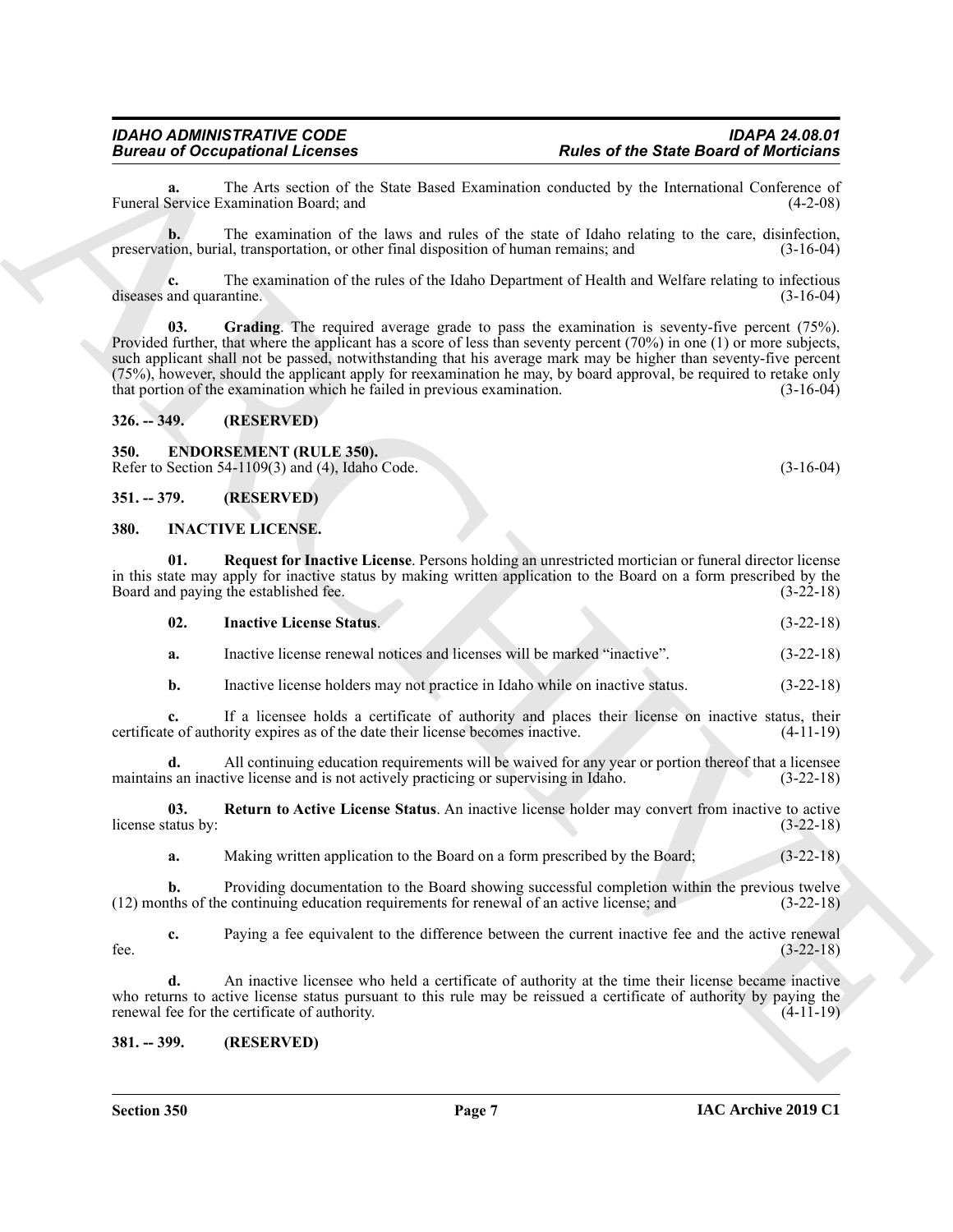**a.** The Arts section of the State Based Examination conducted by the International Conference of Funeral Service Examination Board; and (4-2-08)

**b.** The examination of the laws and rules of the state of Idaho relating to the care, disinfection, preservation, burial, transportation, or other final disposition of human remains; and (3-16-04)

**c.** The examination of the rules of the Idaho Department of Health and Welfare relating to infectious diseases and quarantine. (3-16-04)

**03. Grading**. The required average grade to pass the examination is seventy-five percent (75%). Provided further, that where the applicant has a score of less than seventy percent (70%) in one (1) or more subjects, such applicant shall not be passed, notwithstanding that his average mark may be higher than seventy-five percent (75%), however, should the applicant apply for reexamination he may, by board approval, be required to retake only that portion of the examination which he failed in previous examination. (3-16-04)

## 326. -- 349. (RESERVED)

## 350. ENDORSEMENT (RULE 350).

Refer to Section 54-1109(3) and (4), Idaho Code. (3-16-04)

## 351. -- 379. (RESERVED)

## 380. INACTIVE LICENSE.

**01. Request for Inactive License**. Persons holding an unrestricted mortician or funeral director license in this state may apply for inactive status by making written application to the Board on a form prescribed by the Board and paying the established fee. (3-22-18)

**02. Inactive License Status**. (3-22-18)

**a.** Inactive license renewal notices and licenses will be marked "inactive". (3-22-18)

**b.** Inactive license holders may not practice in Idaho while on inactive status. (3-22-18)

**c.** If a licensee holds a certificate of authority and places their license on inactive status, their certificate of authority expires as of the date their license becomes inactive. (4-11-19)

**d.** All continuing education requirements will be waived for any year or portion thereof that a licensee maintains an inactive license and is not actively practicing or supervising in Idaho. (3-22-18)

**03. Return to Active License Status**. An inactive license holder may convert from inactive to active license status by: (3-22-18)

**a.** Making written application to the Board on a form prescribed by the Board; (3-22-18)

**b.** Providing documentation to the Board showing successful completion within the previous twelve (12) months of the continuing education requirements for renewal of an active license; and (3-22-18)

**c.** Paying a fee equivalent to the difference between the current inactive fee and the active renewal fee. (3-22-18)

**d.** An inactive licensee who held a certificate of authority at the time their license became inactive who returns to active license status pursuant to this rule may be reissued a certificate of authority by paying the renewal fee for the certificate of authority. (4-11-19)

## 381. -- 399. (RESERVED)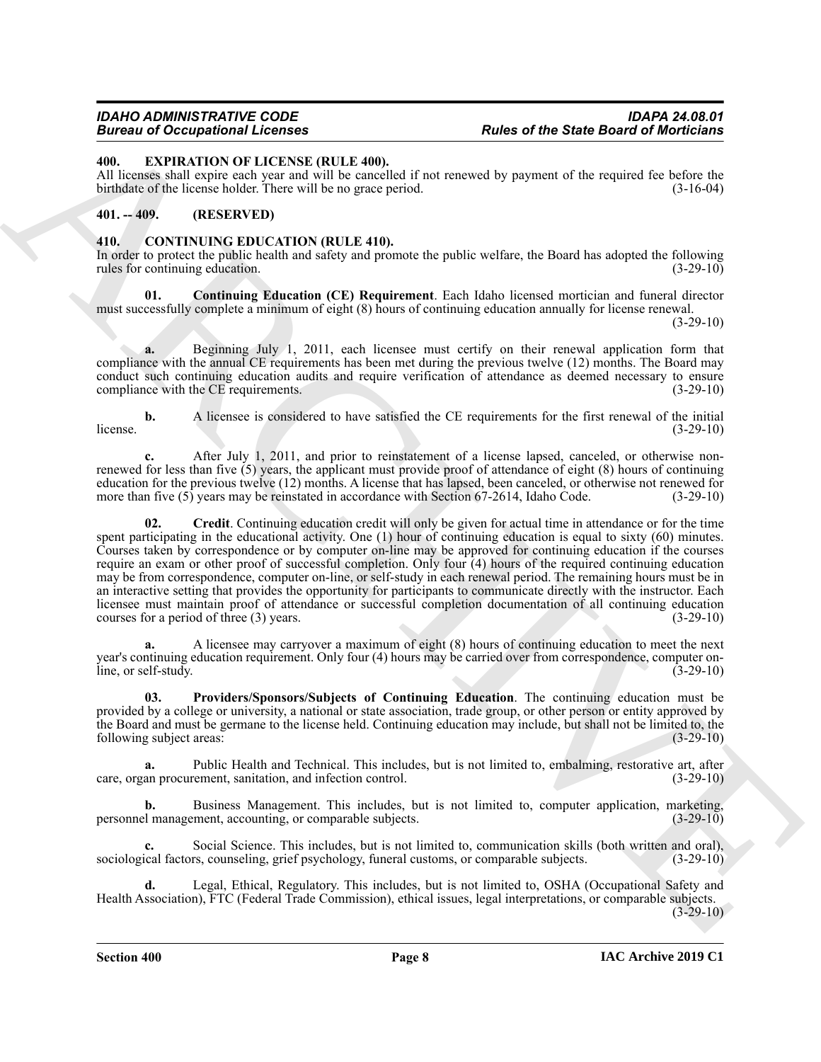## 400. EXPIRATION OF LICENSE (RULE 400).

All licenses shall expire each year and will be cancelled if not renewed by payment of the required fee before the birthdate of the license holder. There will be no grace period. (3-16-04)

## 401. -- 409. (RESERVED)

## 410. CONTINUING EDUCATION (RULE 410).

In order to protect the public health and safety and promote the public welfare, the Board has adopted the following rules for continuing education. (3-29-10)

**01. Continuing Education (CE) Requirement**. Each Idaho licensed mortician and funeral director must successfully complete a minimum of eight (8) hours of continuing education annually for license renewal. (3-29-10)

**a.** Beginning July 1, 2011, each licensee must certify on their renewal application form that compliance with the annual CE requirements has been met during the previous twelve (12) months. The Board may conduct such continuing education audits and require verification of attendance as deemed necessary to ensure compliance with the CE requirements. (3-29-10)

**b.** A licensee is considered to have satisfied the CE requirements for the first renewal of the initial license. (3-29-10)

**c.** After July 1, 2011, and prior to reinstatement of a license lapsed, canceled, or otherwise non-renewed for less than five (5) years, the applicant must provide proof of attendance of eight (8) hours of continuing education for the previous twelve (12) months. A license that has lapsed, been canceled, or otherwise not renewed for more than five (5) years may be reinstated in accordance with Section 67-2614, Idaho Code. (3-29-10)

**02. Credit**. Continuing education credit will only be given for actual time in attendance or for the time spent participating in the educational activity. One (1) hour of continuing education is equal to sixty (60) minutes. Courses taken by correspondence or by computer on-line may be approved for continuing education if the courses require an exam or other proof of successful completion. Only four (4) hours of the required continuing education may be from correspondence, computer on-line, or self-study in each renewal period. The remaining hours must be in an interactive setting that provides the opportunity for participants to communicate directly with the instructor. Each licensee must maintain proof of attendance or successful completion documentation of all continuing education courses for a period of three (3) years. (3-29-10)

**a.** A licensee may carryover a maximum of eight (8) hours of continuing education to meet the next year's continuing education requirement. Only four (4) hours may be carried over from correspondence, computer on-line, or self-study. (3-29-10)

**03. Providers/Sponsors/Subjects of Continuing Education**. The continuing education must be provided by a college or university, a national or state association, trade group, or other person or entity approved by the Board and must be germane to the license held. Continuing education may include, but shall not be limited to, the following subject areas: (3-29-10)

**a.** Public Health and Technical. This includes, but is not limited to, embalming, restorative art, after care, organ procurement, sanitation, and infection control. (3-29-10)

**b.** Business Management. This includes, but is not limited to, computer application, marketing, personnel management, accounting, or comparable subjects. (3-29-10)

**c.** Social Science. This includes, but is not limited to, communication skills (both written and oral), sociological factors, counseling, grief psychology, funeral customs, or comparable subjects. (3-29-10)

**d.** Legal, Ethical, Regulatory. This includes, but is not limited to, OSHA (Occupational Safety and Health Association), FTC (Federal Trade Commission), ethical issues, legal interpretations, or comparable subjects. (3-29-10)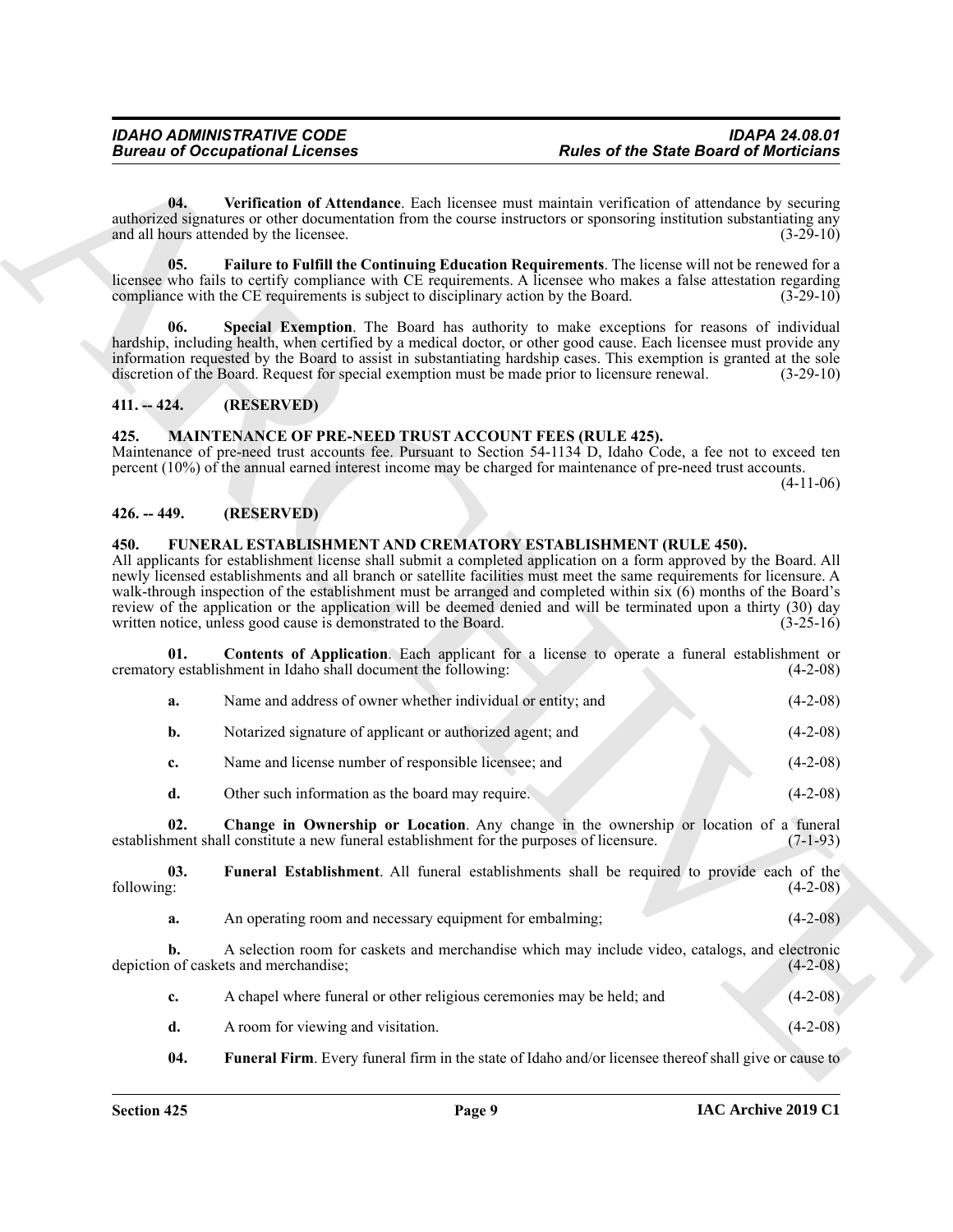**04. Verification of Attendance**. Each licensee must maintain verification of attendance by securing authorized signatures or other documentation from the course instructors or sponsoring institution substantiating any and all hours attended by the licensee. (3-29-10)

**05. Failure to Fulfill the Continuing Education Requirements**. The license will not be renewed for a licensee who fails to certify compliance with CE requirements. A licensee who makes a false attestation regarding compliance with the CE requirements is subject to disciplinary action by the Board. (3-29-10)

**06. Special Exemption**. The Board has authority to make exceptions for reasons of individual hardship, including health, when certified by a medical doctor, or other good cause. Each licensee must provide any information requested by the Board to assist in substantiating hardship cases. This exemption is granted at the sole discretion of the Board. Request for special exemption must be made prior to licensure renewal. (3-29-10)

## 411. -- 424. (RESERVED)

## 425. MAINTENANCE OF PRE-NEED TRUST ACCOUNT FEES (RULE 425).

Maintenance of pre-need trust accounts fee. Pursuant to Section 54-1134 D, Idaho Code, a fee not to exceed ten percent (10%) of the annual earned interest income may be charged for maintenance of pre-need trust accounts. (4-11-06)

## 426. -- 449. (RESERVED)

## 450. FUNERAL ESTABLISHMENT AND CREMATORY ESTABLISHMENT (RULE 450).

All applicants for establishment license shall submit a completed application on a form approved by the Board. All newly licensed establishments and all branch or satellite facilities must meet the same requirements for licensure. A walk-through inspection of the establishment must be arranged and completed within six (6) months of the Board's review of the application or the application will be deemed denied and will be terminated upon a thirty (30) day written notice, unless good cause is demonstrated to the Board. (3-25-16)

**01. Contents of Application**. Each applicant for a license to operate a funeral establishment or crematory establishment in Idaho shall document the following: (4-2-08)

a. Name and address of owner whether individual or entity; and (4-2-08)

b. Notarized signature of applicant or authorized agent; and (4-2-08)

c. Name and license number of responsible licensee; and (4-2-08)

d. Other such information as the board may require. (4-2-08)

**02. Change in Ownership or Location**. Any change in the ownership or location of a funeral establishment shall constitute a new funeral establishment for the purposes of licensure. (7-1-93)

**03. Funeral Establishment**. All funeral establishments shall be required to provide each of the following: (4-2-08)

a. An operating room and necessary equipment for embalming; (4-2-08)

b. A selection room for caskets and merchandise which may include video, catalogs, and electronic depiction of caskets and merchandise; (4-2-08)

c. A chapel where funeral or other religious ceremonies may be held; and (4-2-08)

d. A room for viewing and visitation. (4-2-08)

**04. Funeral Firm**. Every funeral firm in the state of Idaho and/or licensee thereof shall give or cause to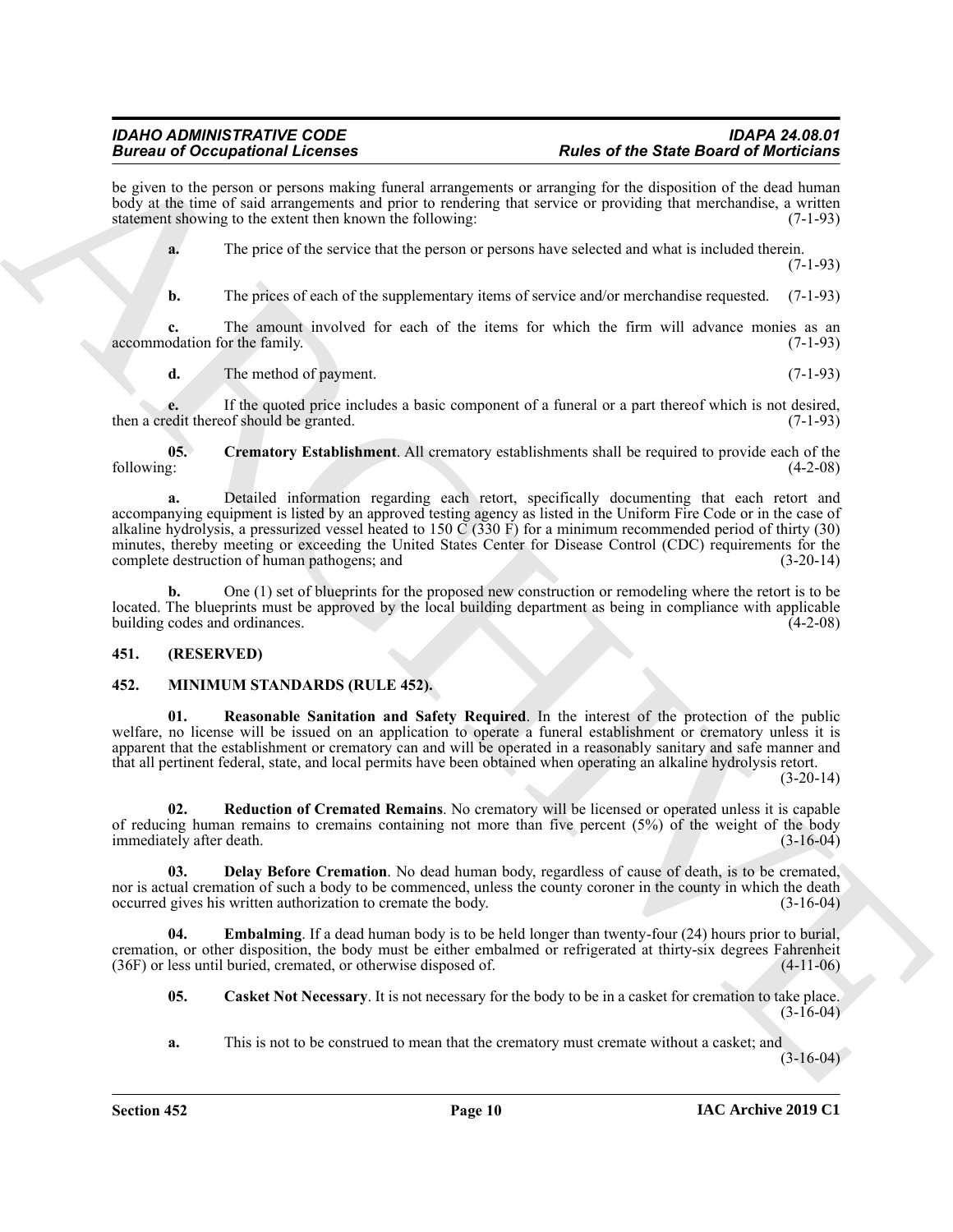be given to the person or persons making funeral arrangements or arranging for the disposition of the dead human body at the time of said arrangements and prior to rendering that service or providing that merchandise, a written statement showing to the extent then known the following: (7-1-93)

**a.** The price of the service that the person or persons have selected and what is included therein. (7-1-93)

**b.** The prices of each of the supplementary items of service and/or merchandise requested. (7-1-93)

**c.** The amount involved for each of the items for which the firm will advance monies as an accommodation for the family. (7-1-93)

**d.** The method of payment. (7-1-93)

**e.** If the quoted price includes a basic component of a funeral or a part thereof which is not desired, then a credit thereof should be granted. (7-1-93)

**05. Crematory Establishment**. All crematory establishments shall be required to provide each of the following: (4-2-08)

**a.** Detailed information regarding each retort, specifically documenting that each retort and accompanying equipment is listed by an approved testing agency as listed in the Uniform Fire Code or in the case of alkaline hydrolysis, a pressurized vessel heated to 150 C (330 F) for a minimum recommended period of thirty (30) minutes, thereby meeting or exceeding the United States Center for Disease Control (CDC) requirements for the complete destruction of human pathogens; and (3-20-14)

**b.** One (1) set of blueprints for the proposed new construction or remodeling where the retort is to be located. The blueprints must be approved by the local building department as being in compliance with applicable building codes and ordinances. (4-2-08)

## 451. (RESERVED)

## 452. MINIMUM STANDARDS (RULE 452).

**01. Reasonable Sanitation and Safety Required**. In the interest of the protection of the public welfare, no license will be issued on an application to operate a funeral establishment or crematory unless it is apparent that the establishment or crematory can and will be operated in a reasonably sanitary and safe manner and that all pertinent federal, state, and local permits have been obtained when operating an alkaline hydrolysis retort. (3-20-14)

**02. Reduction of Cremated Remains**. No crematory will be licensed or operated unless it is capable of reducing human remains to cremains containing not more than five percent (5%) of the weight of the body immediately after death. (3-16-04)

**03. Delay Before Cremation**. No dead human body, regardless of cause of death, is to be cremated, nor is actual cremation of such a body to be commenced, unless the county coroner in the county in which the death occurred gives his written authorization to cremate the body. (3-16-04)

**04. Embalming**. If a dead human body is to be held longer than twenty-four (24) hours prior to burial, cremation, or other disposition, the body must be either embalmed or refrigerated at thirty-six degrees Fahrenheit (36F) or less until buried, cremated, or otherwise disposed of. (4-11-06)

**05. Casket Not Necessary**. It is not necessary for the body to be in a casket for cremation to take place. (3-16-04)

**a.** This is not to be construed to mean that the crematory must cremate without a casket; and (3-16-04)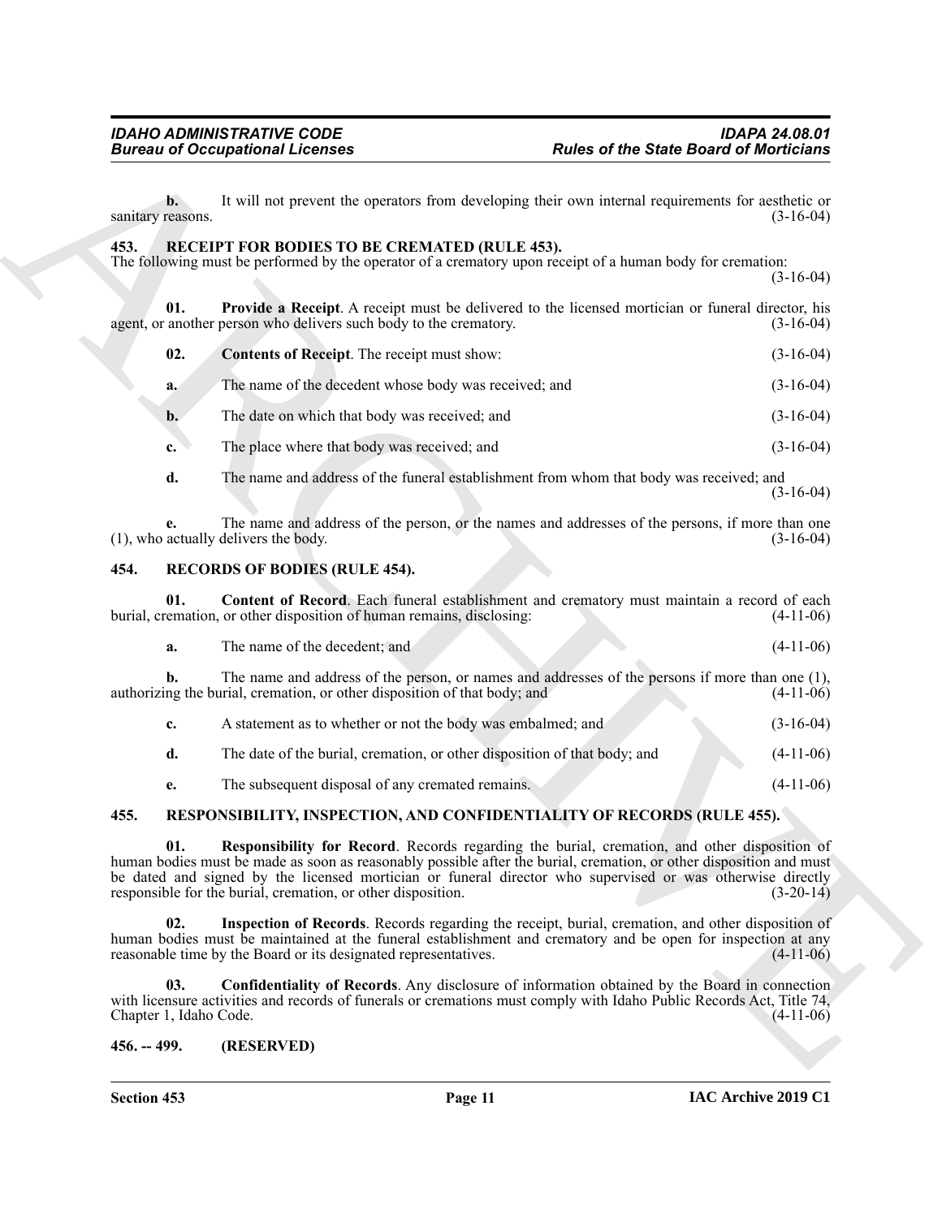**b.** It will not prevent the operators from developing their own internal requirements for aesthetic or sanitary reasons. (3-16-04)

## 453. RECEIPT FOR BODIES TO BE CREMATED (RULE 453).

The following must be performed by the operator of a crematory upon receipt of a human body for cremation: (3-16-04)

**01. Provide a Receipt**. A receipt must be delivered to the licensed mortician or funeral director, his agent, or another person who delivers such body to the crematory. (3-16-04)

**02. Contents of Receipt**. The receipt must show: (3-16-04)

**a.** The name of the decedent whose body was received; and (3-16-04)

**b.** The date on which that body was received; and (3-16-04)

**c.** The place where that body was received; and (3-16-04)

**d.** The name and address of the funeral establishment from whom that body was received; and (3-16-04)

**e.** The name and address of the person, or the names and addresses of the persons, if more than one (1), who actually delivers the body. (3-16-04)

## 454. RECORDS OF BODIES (RULE 454).

**01. Content of Record**. Each funeral establishment and crematory must maintain a record of each burial, cremation, or other disposition of human remains, disclosing: (4-11-06)

**a.** The name of the decedent; and (4-11-06)

**b.** The name and address of the person, or names and addresses of the persons if more than one (1), authorizing the burial, cremation, or other disposition of that body; and (4-11-06)

**c.** A statement as to whether or not the body was embalmed; and (3-16-04)

**d.** The date of the burial, cremation, or other disposition of that body; and (4-11-06)

**e.** The subsequent disposal of any cremated remains. (4-11-06)

## 455. RESPONSIBILITY, INSPECTION, AND CONFIDENTIALITY OF RECORDS (RULE 455).

**01. Responsibility for Record**. Records regarding the burial, cremation, and other disposition of human bodies must be made as soon as reasonably possible after the burial, cremation, or other disposition and must be dated and signed by the licensed mortician or funeral director who supervised or was otherwise directly responsible for the burial, cremation, or other disposition. (3-20-14)

**02. Inspection of Records**. Records regarding the receipt, burial, cremation, and other disposition of human bodies must be maintained at the funeral establishment and crematory and be open for inspection at any reasonable time by the Board or its designated representatives. (4-11-06)

**03. Confidentiality of Records**. Any disclosure of information obtained by the Board in connection with licensure activities and records of funerals or cremations must comply with Idaho Public Records Act, Title 74, Chapter 1, Idaho Code. (4-11-06)

## 456. -- 499. (RESERVED)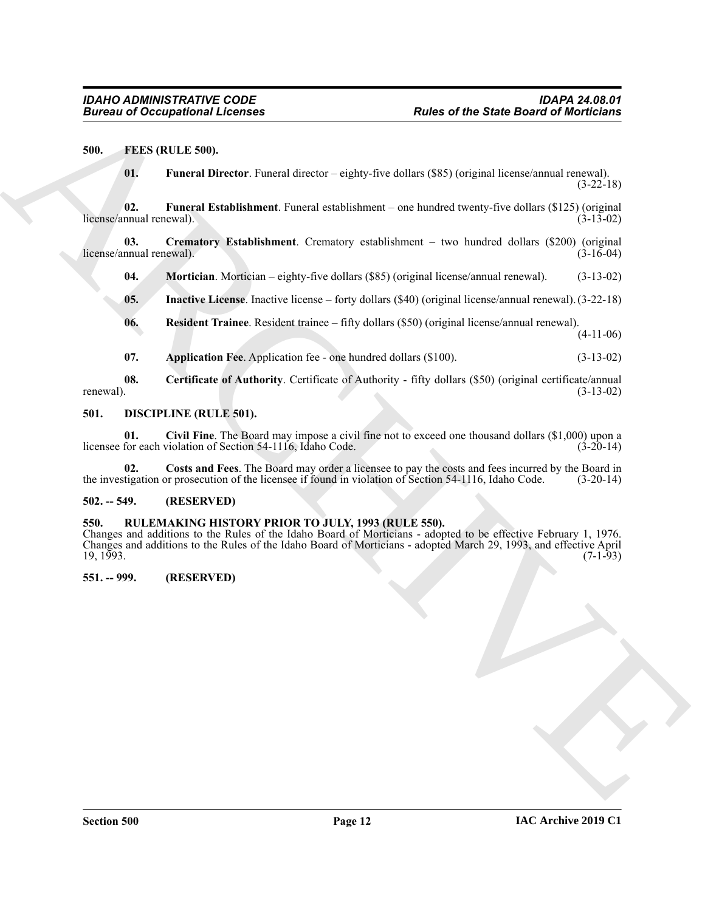**500. FEES (RULE 500).**

**01. Funeral Director**. Funeral director – eighty-five dollars ($85) (original license/annual renewal). (3-22-18)

**02. Funeral Establishment**. Funeral establishment – one hundred twenty-five dollars ($125) (original license/annual renewal). (3-13-02)

**03. Crematory Establishment**. Crematory establishment – two hundred dollars ($200) (original license/annual renewal). (3-16-04)

**04. Mortician**. Mortician – eighty-five dollars ($85) (original license/annual renewal). (3-13-02)

**05. Inactive License**. Inactive license – forty dollars ($40) (original license/annual renewal). (3-22-18)

**06. Resident Trainee**. Resident trainee – fifty dollars ($50) (original license/annual renewal). (4-11-06)

**07. Application Fee**. Application fee - one hundred dollars ($100). (3-13-02)

**08. Certificate of Authority**. Certificate of Authority - fifty dollars ($50) (original certificate/annual renewal). (3-13-02)

**501. DISCIPLINE (RULE 501).**

**01. Civil Fine**. The Board may impose a civil fine not to exceed one thousand dollars ($1,000) upon a licensee for each violation of Section 54-1116, Idaho Code. (3-20-14)

**02. Costs and Fees**. The Board may order a licensee to pay the costs and fees incurred by the Board in the investigation or prosecution of the licensee if found in violation of Section 54-1116, Idaho Code. (3-20-14)

**502. -- 549. (RESERVED)**

**550. RULEMAKING HISTORY PRIOR TO JULY, 1993 (RULE 550).**

Changes and additions to the Rules of the Idaho Board of Morticians - adopted to be effective February 1, 1976. Changes and additions to the Rules of the Idaho Board of Morticians - adopted March 29, 1993, and effective April 19, 1993. (7-1-93)

**551. -- 999. (RESERVED)**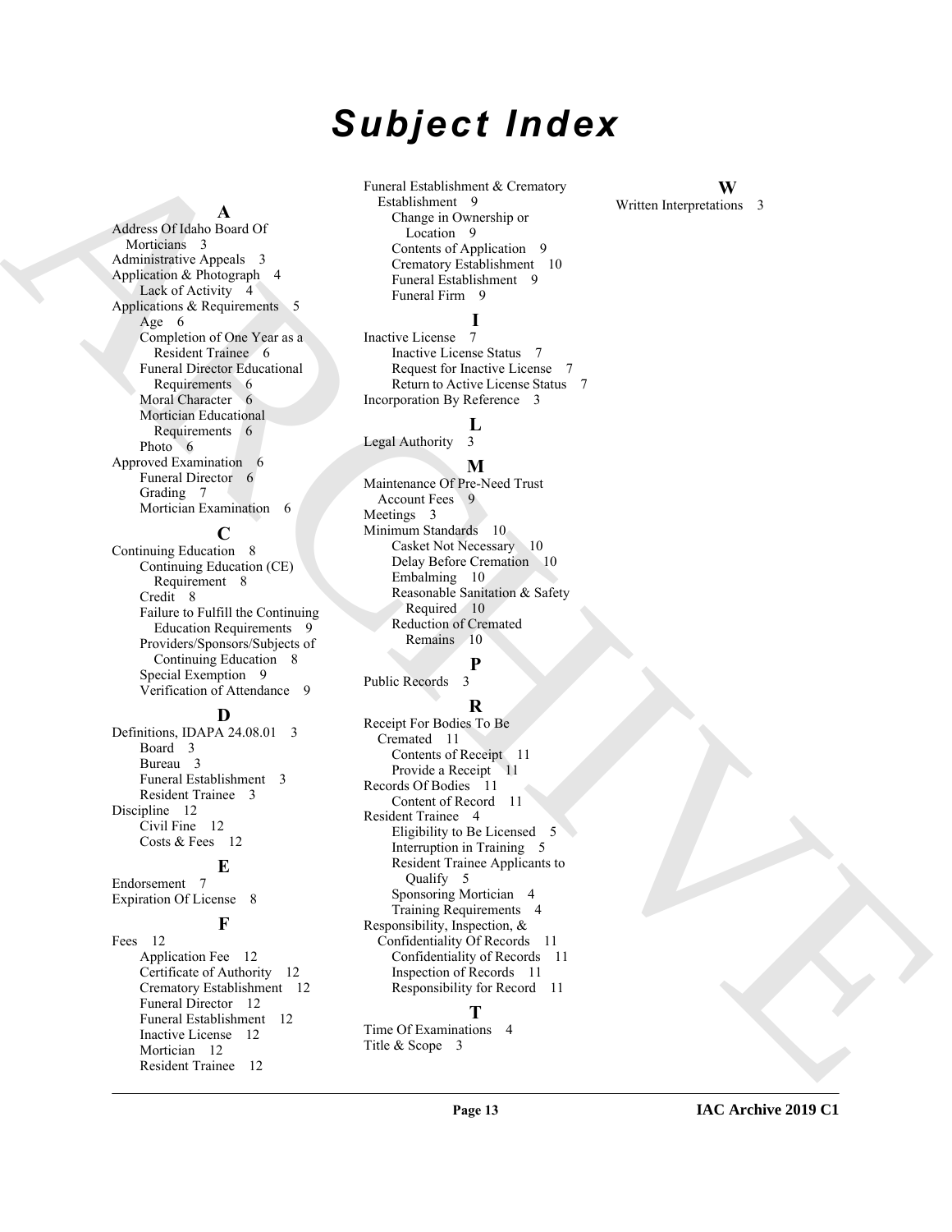# Subject Index

**A**

Address Of Idaho Board Of Morticians 3
Administrative Appeals 3
Application & Photograph 4
- Lack of Activity 4

Applications & Requirements 5
- Age 6
- Completion of One Year as a Resident Trainee 6
- Funeral Director Educational Requirements 6
- Moral Character 6
- Mortician Educational Requirements 6
- Photo 6

Approved Examination 6
- Funeral Director 6
- Grading 7
- Mortician Examination 6

**C**

Continuing Education 8
- Continuing Education (CE) Requirement 8
- Credit 8
- Failure to Fulfill the Continuing Education Requirements 9
- Providers/Sponsors/Subjects of Continuing Education 8
- Special Exemption 9
- Verification of Attendance 9

**D**

Definitions, IDAPA 24.08.01 3
- Board 3
- Bureau 3
- Funeral Establishment 3
- Resident Trainee 3

Discipline 12
- Civil Fine 12
- Costs & Fees 12

**E**

Endorsement 7
Expiration Of License 8

**F**

Fees 12
- Application Fee 12
- Certificate of Authority 12
- Crematory Establishment 12
- Funeral Director 12
- Funeral Establishment 12
- Inactive License 12
- Mortician 12
- Resident Trainee 12

Funeral Establishment & Crematory Establishment 9
- Change in Ownership or Location 9
- Contents of Application 9
- Crematory Establishment 10
- Funeral Establishment 9
- Funeral Firm 9

**I**

Inactive License 7
- Inactive License Status 7
- Request for Inactive License 7
- Return to Active License Status 7

Incorporation By Reference 3

**L**

Legal Authority 3

**M**

Maintenance Of Pre-Need Trust Account Fees 9
Meetings 3
Minimum Standards 10
- Casket Not Necessary 10
- Delay Before Cremation 10
- Embalming 10
- Reasonable Sanitation & Safety Required 10
- Reduction of Cremated Remains 10

**P**

Public Records 3

**R**

Receipt For Bodies To Be Cremated 11
- Contents of Receipt 11
- Provide a Receipt 11

Records Of Bodies 11
- Content of Record 11

Resident Trainee 4
- Eligibility to Be Licensed 5
- Interruption in Training 5
- Resident Trainee Applicants to Qualify 5
- Sponsoring Mortician 4
- Training Requirements 4

Responsibility, Inspection, & Confidentiality Of Records 11
- Confidentiality of Records 11
- Inspection of Records 11
- Responsibility for Record 11

**T**

Time Of Examinations 4
Title & Scope 3

**W**

Written Interpretations 3